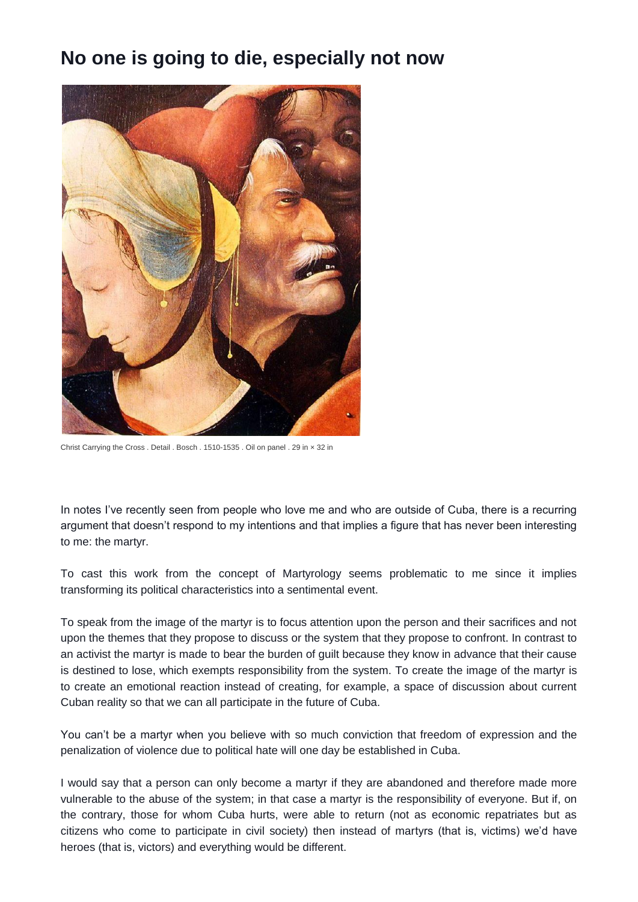# No one is going to die, especially not now

Christ Carrying the Cross . Detail . Bosch . 1510-1535 . Oil on panel . 29 in × 32 in

In notes I've recently seen from people who love me and who are outside of Cuba, there is a recurring argument that doesn't respond to my intentions and that implies a figure that has never been interesting to me: the martyr.

To cast this work from the concept of Martyrology seems problematic to me since it implies transforming its political characteristics into a sentimental event.

To speak from the image of the martyr is to focus attention upon the person and their sacrifices and not upon the themes that they propose to discuss or the system that they propose to confront. In contrast to an activist the martyr is made to bear the burden of guilt because they know in advance that their cause is destined to lose, which exempts responsibility from the system. To create the image of the martyr is to create an emotional reaction instead of creating, for example, a space of discussion about current Cuban reality so that we can all participate in the future of Cuba.

You can't be a martyr when you believe with so much conviction that freedom of expression and the penalization of violence due to political hate will one day be established in Cuba.

I would say that a person can only become a martyr if they are abandoned and therefore made more vulnerable to the abuse of the system; in that case a martyr is the responsibility of everyone. But if, on the contrary, those for whom Cuba hurts, were able to return (not as economic repatriates but as citizens who come to participate in civil society) then instead of martyrs (that is, victims) we'd have heroes (that is, victors) and everything would be different.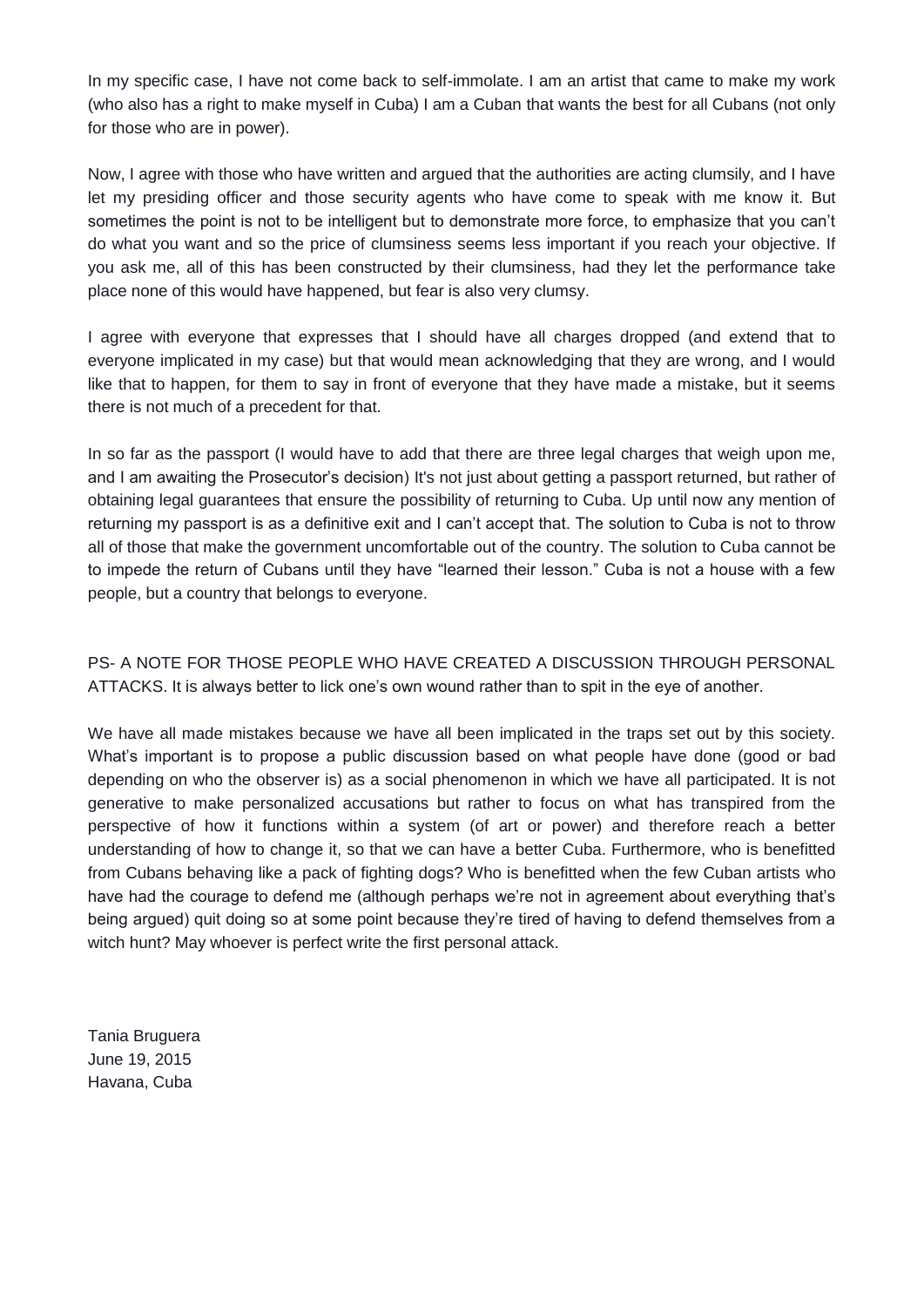In my specific case, I have not come back to self-immolate. I am an artist that came to make my work (who also has a right to make myself in Cuba) I am a Cuban that wants the best for all Cubans (not only for those who are in power).

Now, I agree with those who have written and argued that the authorities are acting clumsily, and I have let my presiding officer and those security agents who have come to speak with me know it. But sometimes the point is not to be intelligent but to demonstrate more force, to emphasize that you can't do what you want and so the price of clumsiness seems less important if you reach your objective. If you ask me, all of this has been constructed by their clumsiness, had they let the performance take place none of this would have happened, but fear is also very clumsy.

I agree with everyone that expresses that I should have all charges dropped (and extend that to everyone implicated in my case) but that would mean acknowledging that they are wrong, and I would like that to happen, for them to say in front of everyone that they have made a mistake, but it seems there is not much of a precedent for that.

In so far as the passport (I would have to add that there are three legal charges that weigh upon me, and I am awaiting the Prosecutor's decision) It's not just about getting a passport returned, but rather of obtaining legal guarantees that ensure the possibility of returning to Cuba. Up until now any mention of returning my passport is as a definitive exit and I can't accept that. The solution to Cuba is not to throw all of those that make the government uncomfortable out of the country. The solution to Cuba cannot be to impede the return of Cubans until they have "learned their lesson." Cuba is not a house with a few people, but a country that belongs to everyone.

PS- A NOTE FOR THOSE PEOPLE WHO HAVE CREATED A DISCUSSION THROUGH PERSONAL ATTACKS. It is always better to lick one's own wound rather than to spit in the eye of another.

We have all made mistakes because we have all been implicated in the traps set out by this society. What's important is to propose a public discussion based on what people have done (good or bad depending on who the observer is) as a social phenomenon in which we have all participated. It is not generative to make personalized accusations but rather to focus on what has transpired from the perspective of how it functions within a system (of art or power) and therefore reach a better understanding of how to change it, so that we can have a better Cuba. Furthermore, who is benefitted from Cubans behaving like a pack of fighting dogs? Who is benefitted when the few Cuban artists who have had the courage to defend me (although perhaps we're not in agreement about everything that's being argued) quit doing so at some point because they're tired of having to defend themselves from a witch hunt? May whoever is perfect write the first personal attack.

Tania Bruguera
June 19, 2015
Havana, Cuba